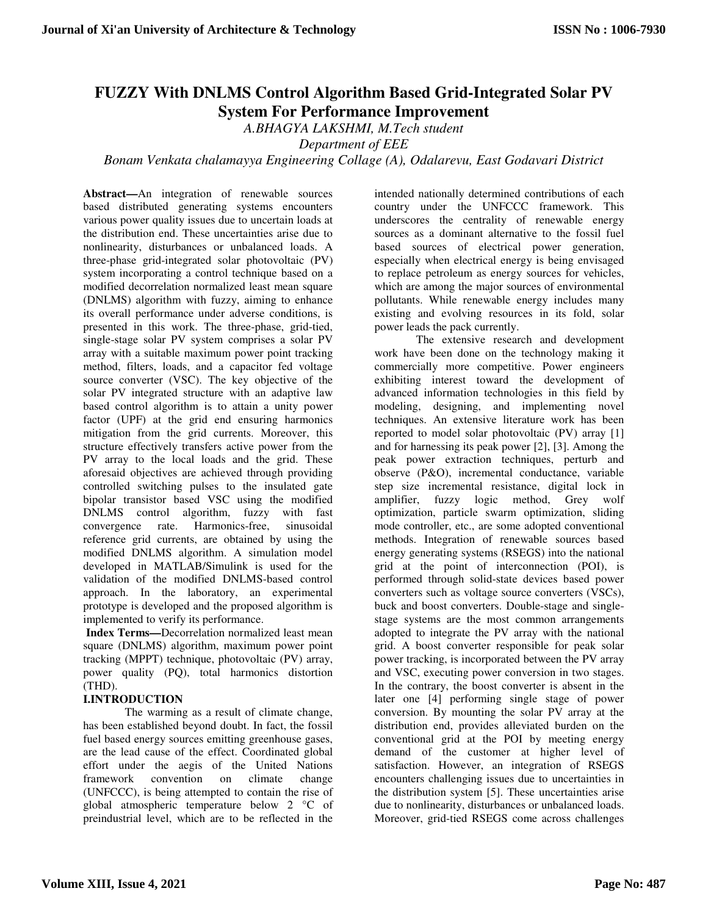# FUZZY With DNLMS Control Algorithm Based Grid-Integrated Solar PV System For Performance Improvement

*A.BHAGYA LAKSHMI, M.Tech student*

*Department of EEE*

*Bonam Venkata chalamayya Engineering Collage (A), Odalarevu, East Godavari District*

**Abstract—**An integration of renewable sources based distributed generating systems encounters various power quality issues due to uncertain loads at the distribution end. These uncertainties arise due to nonlinearity, disturbances or unbalanced loads. A three-phase grid-integrated solar photovoltaic (PV) system incorporating a control technique based on a modified decorrelation normalized least mean square (DNLMS) algorithm with fuzzy, aiming to enhance its overall performance under adverse conditions, is presented in this work. The three-phase, grid-tied, single-stage solar PV system comprises a solar PV array with a suitable maximum power point tracking method, filters, loads, and a capacitor fed voltage source converter (VSC). The key objective of the solar PV integrated structure with an adaptive law based control algorithm is to attain a unity power factor (UPF) at the grid end ensuring harmonics mitigation from the grid currents. Moreover, this structure effectively transfers active power from the PV array to the local loads and the grid. These aforesaid objectives are achieved through providing controlled switching pulses to the insulated gate bipolar transistor based VSC using the modified DNLMS control algorithm, fuzzy with fast convergence rate. Harmonics-free, sinusoidal reference grid currents, are obtained by using the modified DNLMS algorithm. A simulation model developed in MATLAB/Simulink is used for the validation of the modified DNLMS-based control approach. In the laboratory, an experimental prototype is developed and the proposed algorithm is implemented to verify its performance.

**Index Terms—**Decorrelation normalized least mean square (DNLMS) algorithm, maximum power point tracking (MPPT) technique, photovoltaic (PV) array, power quality (PQ), total harmonics distortion (THD).

## I.INTRODUCTION

The warming as a result of climate change, has been established beyond doubt. In fact, the fossil fuel based energy sources emitting greenhouse gases, are the lead cause of the effect. Coordinated global effort under the aegis of the United Nations framework convention on climate change (UNFCCC), is being attempted to contain the rise of global atmospheric temperature below 2 °C of preindustrial level, which are to be reflected in the intended nationally determined contributions of each country under the UNFCCC framework. This underscores the centrality of renewable energy sources as a dominant alternative to the fossil fuel based sources of electrical power generation, especially when electrical energy is being envisaged to replace petroleum as energy sources for vehicles, which are among the major sources of environmental pollutants. While renewable energy includes many existing and evolving resources in its fold, solar power leads the pack currently.

The extensive research and development work have been done on the technology making it commercially more competitive. Power engineers exhibiting interest toward the development of advanced information technologies in this field by modeling, designing, and implementing novel techniques. An extensive literature work has been reported to model solar photovoltaic (PV) array [1] and for harnessing its peak power [2], [3]. Among the peak power extraction techniques, perturb and observe (P&O), incremental conductance, variable step size incremental resistance, digital lock in amplifier, fuzzy logic method, Grey wolf optimization, particle swarm optimization, sliding mode controller, etc., are some adopted conventional methods. Integration of renewable sources based energy generating systems (RSEGS) into the national grid at the point of interconnection (POI), is performed through solid-state devices based power converters such as voltage source converters (VSCs), buck and boost converters. Double-stage and single-stage systems are the most common arrangements adopted to integrate the PV array with the national grid. A boost converter responsible for peak solar power tracking, is incorporated between the PV array and VSC, executing power conversion in two stages. In the contrary, the boost converter is absent in the later one [4] performing single stage of power conversion. By mounting the solar PV array at the distribution end, provides alleviated burden on the conventional grid at the POI by meeting energy demand of the customer at higher level of satisfaction. However, an integration of RSEGS encounters challenging issues due to uncertainties in the distribution system [5]. These uncertainties arise due to nonlinearity, disturbances or unbalanced loads. Moreover, grid-tied RSEGS come across challenges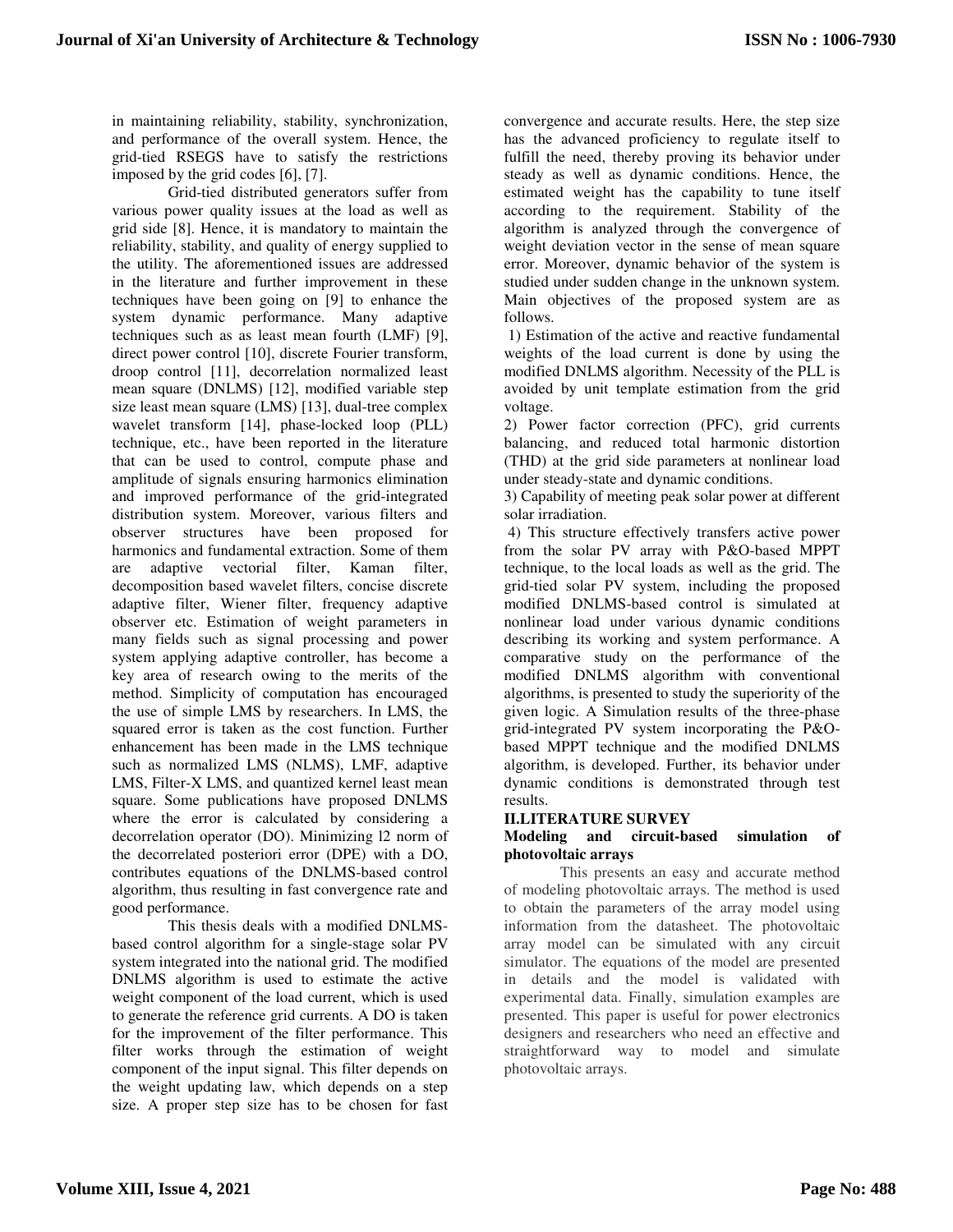in maintaining reliability, stability, synchronization, and performance of the overall system. Hence, the grid-tied RSEGS have to satisfy the restrictions imposed by the grid codes [6], [7].

Grid-tied distributed generators suffer from various power quality issues at the load as well as grid side [8]. Hence, it is mandatory to maintain the reliability, stability, and quality of energy supplied to the utility. The aforementioned issues are addressed in the literature and further improvement in these techniques have been going on [9] to enhance the system dynamic performance. Many adaptive techniques such as as least mean fourth (LMF) [9], direct power control [10], discrete Fourier transform, droop control [11], decorrelation normalized least mean square (DNLMS) [12], modified variable step size least mean square (LMS) [13], dual-tree complex wavelet transform [14], phase-locked loop (PLL) technique, etc., have been reported in the literature that can be used to control, compute phase and amplitude of signals ensuring harmonics elimination and improved performance of the grid-integrated distribution system. Moreover, various filters and observer structures have been proposed for harmonics and fundamental extraction. Some of them are adaptive vectorial filter, Kaman filter, decomposition based wavelet filters, concise discrete adaptive filter, Wiener filter, frequency adaptive observer etc. Estimation of weight parameters in many fields such as signal processing and power system applying adaptive controller, has become a key area of research owing to the merits of the method. Simplicity of computation has encouraged the use of simple LMS by researchers. In LMS, the squared error is taken as the cost function. Further enhancement has been made in the LMS technique such as normalized LMS (NLMS), LMF, adaptive LMS, Filter-X LMS, and quantized kernel least mean square. Some publications have proposed DNLMS where the error is calculated by considering a decorrelation operator (DO). Minimizing l2 norm of the decorrelated posteriori error (DPE) with a DO, contributes equations of the DNLMS-based control algorithm, thus resulting in fast convergence rate and good performance.

This thesis deals with a modified DNLMS-based control algorithm for a single-stage solar PV system integrated into the national grid. The modified DNLMS algorithm is used to estimate the active weight component of the load current, which is used to generate the reference grid currents. A DO is taken for the improvement of the filter performance. This filter works through the estimation of weight component of the input signal. This filter depends on the weight updating law, which depends on a step size. A proper step size has to be chosen for fast convergence and accurate results. Here, the step size has the advanced proficiency to regulate itself to fulfill the need, thereby proving its behavior under steady as well as dynamic conditions. Hence, the estimated weight has the capability to tune itself according to the requirement. Stability of the algorithm is analyzed through the convergence of weight deviation vector in the sense of mean square error. Moreover, dynamic behavior of the system is studied under sudden change in the unknown system. Main objectives of the proposed system are as follows.

1) Estimation of the active and reactive fundamental weights of the load current is done by using the modified DNLMS algorithm. Necessity of the PLL is avoided by unit template estimation from the grid voltage.

2) Power factor correction (PFC), grid currents balancing, and reduced total harmonic distortion (THD) at the grid side parameters at nonlinear load under steady-state and dynamic conditions.

3) Capability of meeting peak solar power at different solar irradiation.

4) This structure effectively transfers active power from the solar PV array with P&O-based MPPT technique, to the local loads as well as the grid. The grid-tied solar PV system, including the proposed modified DNLMS-based control is simulated at nonlinear load under various dynamic conditions describing its working and system performance. A comparative study on the performance of the modified DNLMS algorithm with conventional algorithms, is presented to study the superiority of the given logic. A Simulation results of the three-phase grid-integrated PV system incorporating the P&O-based MPPT technique and the modified DNLMS algorithm, is developed. Further, its behavior under dynamic conditions is demonstrated through test results.

## II.LITERATURE SURVEY

### Modeling and circuit-based simulation of photovoltaic arrays

This presents an easy and accurate method of modeling photovoltaic arrays. The method is used to obtain the parameters of the array model using information from the datasheet. The photovoltaic array model can be simulated with any circuit simulator. The equations of the model are presented in details and the model is validated with experimental data. Finally, simulation examples are presented. This paper is useful for power electronics designers and researchers who need an effective and straightforward way to model and simulate photovoltaic arrays.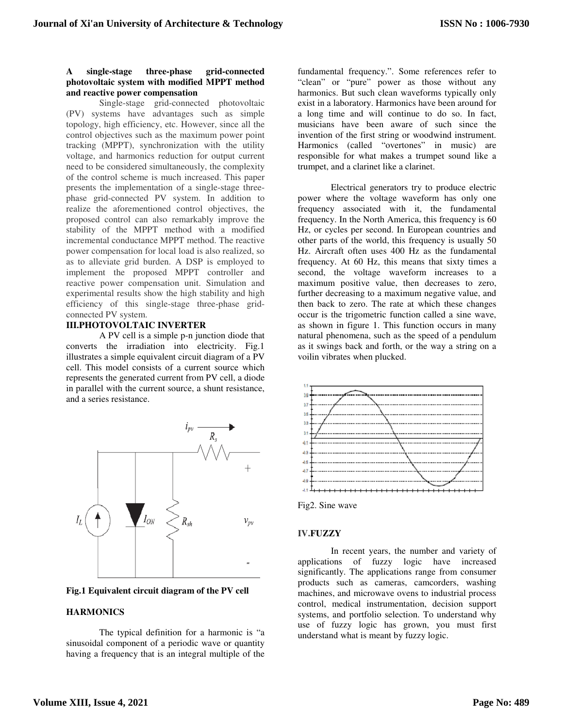**A single-stage three-phase grid-connected photovoltaic system with modified MPPT method and reactive power compensation**

Single-stage grid-connected photovoltaic (PV) systems have advantages such as simple topology, high efficiency, etc. However, since all the control objectives such as the maximum power point tracking (MPPT), synchronization with the utility voltage, and harmonics reduction for output current need to be considered simultaneously, the complexity of the control scheme is much increased. This paper presents the implementation of a single-stage three-phase grid-connected PV system. In addition to realize the aforementioned control objectives, the proposed control can also remarkably improve the stability of the MPPT method with a modified incremental conductance MPPT method. The reactive power compensation for local load is also realized, so as to alleviate grid burden. A DSP is employed to implement the proposed MPPT controller and reactive power compensation unit. Simulation and experimental results show the high stability and high efficiency of this single-stage three-phase grid-connected PV system.

## III.PHOTOVOLTAIC INVERTER

A PV cell is a simple p-n junction diode that converts the irradiation into electricity. Fig.1 illustrates a simple equivalent circuit diagram of a PV cell. This model consists of a current source which represents the generated current from PV cell, a diode in parallel with the current source, a shunt resistance, and a series resistance.

**Fig.1 Equivalent circuit diagram of the PV cell**

### HARMONICS

The typical definition for a harmonic is "a sinusoidal component of a periodic wave or quantity having a frequency that is an integral multiple of the fundamental frequency.". Some references refer to "clean" or "pure" power as those without any harmonics. But such clean waveforms typically only exist in a laboratory. Harmonics have been around for a long time and will continue to do so. In fact, musicians have been aware of such since the invention of the first string or woodwind instrument. Harmonics (called "overtones" in music) are responsible for what makes a trumpet sound like a trumpet, and a clarinet like a clarinet.

Electrical generators try to produce electric power where the voltage waveform has only one frequency associated with it, the fundamental frequency. In the North America, this frequency is 60 Hz, or cycles per second. In European countries and other parts of the world, this frequency is usually 50 Hz. Aircraft often uses 400 Hz as the fundamental frequency. At 60 Hz, this means that sixty times a second, the voltage waveform increases to a maximum positive value, then decreases to zero, further decreasing to a maximum negative value, and then back to zero. The rate at which these changes occur is the trigometric function called a sine wave, as shown in figure 1. This function occurs in many natural phenomena, such as the speed of a pendulum as it swings back and forth, or the way a string on a voilin vibrates when plucked.

Fig2. Sine wave

## IV.FUZZY

In recent years, the number and variety of applications of fuzzy logic have increased significantly. The applications range from consumer products such as cameras, camcorders, washing machines, and microwave ovens to industrial process control, medical instrumentation, decision support systems, and portfolio selection. To understand why use of fuzzy logic has grown, you must first understand what is meant by fuzzy logic.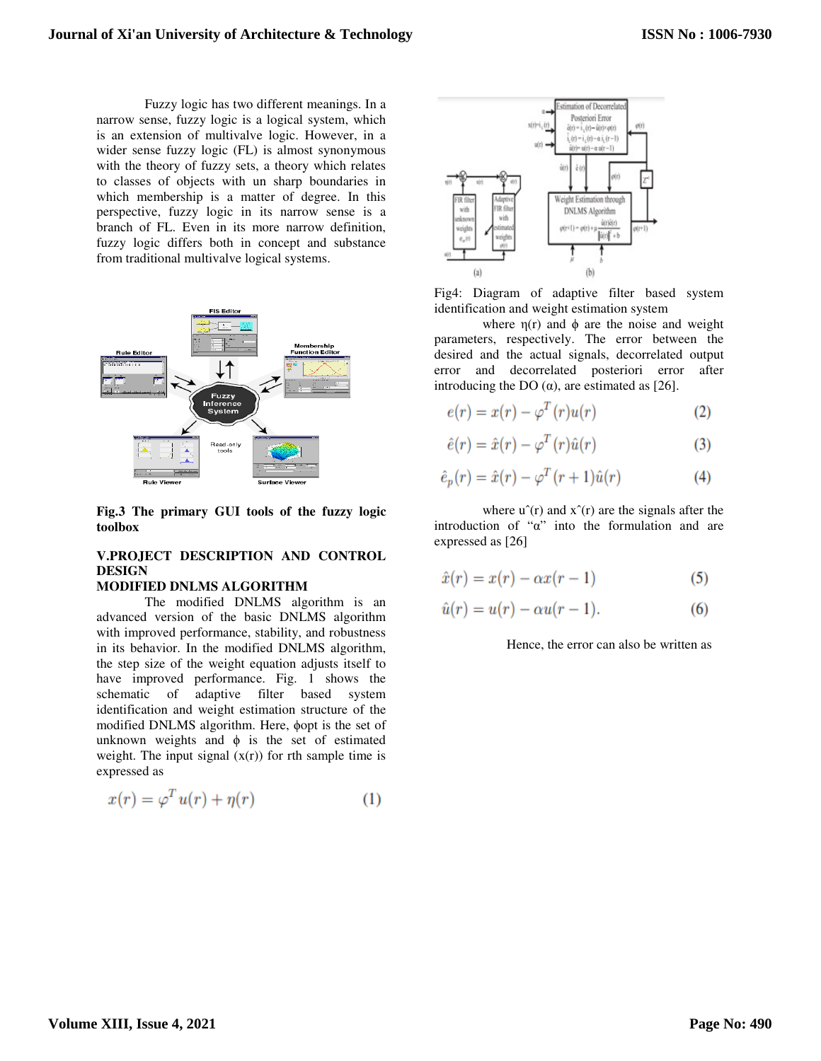Fuzzy logic has two different meanings. In a narrow sense, fuzzy logic is a logical system, which is an extension of multivalve logic. However, in a wider sense fuzzy logic (FL) is almost synonymous with the theory of fuzzy sets, a theory which relates to classes of objects with un sharp boundaries in which membership is a matter of degree. In this perspective, fuzzy logic in its narrow sense is a branch of FL. Even in its more narrow definition, fuzzy logic differs both in concept and substance from traditional multivalve logical systems.

**Fig.3 The primary GUI tools of the fuzzy logic toolbox**

## V.PROJECT DESCRIPTION AND CONTROL DESIGN

### MODIFIED DNLMS ALGORITHM

The modified DNLMS algorithm is an advanced version of the basic DNLMS algorithm with improved performance, stability, and robustness in its behavior. In the modified DNLMS algorithm, the step size of the weight equation adjusts itself to have improved performance. Fig. 1 shows the schematic of adaptive filter based system identification and weight estimation structure of the modified DNLMS algorithm. Here, ϕopt is the set of unknown weights and ϕ is the set of estimated weight. The input signal (x(r)) for rth sample time is expressed as

$$x(r) = \varphi^T u(r) + \eta(r) \qquad (1)$$

Fig4: Diagram of adaptive filter based system identification and weight estimation system

where η(r) and ϕ are the noise and weight parameters, respectively. The error between the desired and the actual signals, decorrelated output error and decorrelated posteriori error after introducing the DO (α), are estimated as [26].

$$e(r) = x(r) - \varphi^T(r)u(r) \qquad (2)$$

$$\hat{e}(r) = \hat{x}(r) - \varphi^T(r)\hat{u}(r) \qquad (3)$$

$$\hat{e}_p(r) = \hat{x}(r) - \varphi^T(r+1)\hat{u}(r) \qquad (4)$$

where uˆ(r) and xˆ(r) are the signals after the introduction of "α" into the formulation and are expressed as [26]

$$\hat{x}(r) = x(r) - \alpha x(r-1) \qquad (5)$$

$$\hat{u}(r) = u(r) - \alpha u(r-1). \qquad (6)$$

Hence, the error can also be written as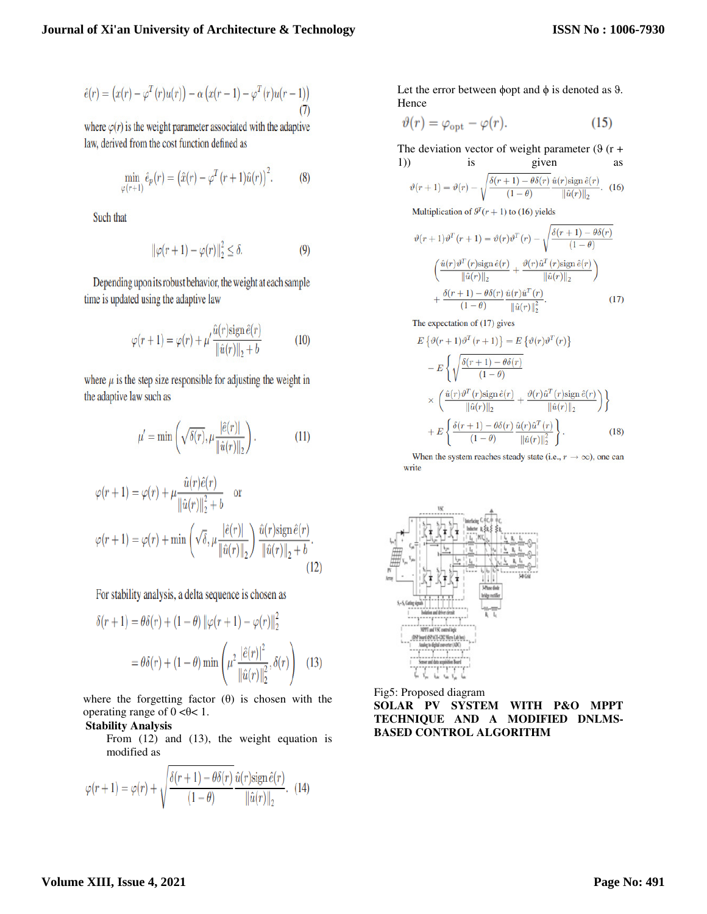$$\hat{e}(r) = \left(x(r) - \varphi^T(r)u(r)\right) - \alpha\left(x(r-1) - \varphi^T(r)u(r-1)\right) \tag{7}$$

where $\varphi(r)$ is the weight parameter associated with the adaptive law, derived from the cost function defined as

$$\min_{\varphi(r+1)} \hat{e}_p(r) = \left(\hat{x}(r) - \varphi^T(r+1)\hat{u}(r)\right)^2. \tag{8}$$

Such that

$$\|\varphi(r+1) - \varphi(r)\|_2^2 \leq \delta. \tag{9}$$

Depending upon its robust behavior, the weight at each sample time is updated using the adaptive law

$$\varphi(r+1) = \varphi(r) + \mu' \frac{\hat{u}(r)\operatorname{sign}\hat{e}(r)}{\|\hat{u}(r)\|_2 + b} \tag{10}$$

where $\mu$ is the step size responsible for adjusting the weight in the adaptive law such as

$$\mu' = \min\left(\sqrt{\delta(r)}, \mu\frac{|\hat{e}(r)|}{\|\hat{u}(r)\|_2}\right). \tag{11}$$

$$\varphi(r+1) = \varphi(r) + \mu\frac{\hat{u}(r)\hat{e}(r)}{\|\hat{u}(r)\|_2^2 + b} \quad \text{or}$$

$$\varphi(r+1) = \varphi(r) + \min\left(\sqrt{\delta}, \mu\frac{|\hat{e}(r)|}{\|\hat{u}(r)\|_2}\right)\frac{\hat{u}(r)\operatorname{sign}\hat{e}(r)}{\|\hat{u}(r)\|_2 + b}. \tag{12}$$

For stability analysis, a delta sequence is chosen as

$$\delta(r+1) = \theta\delta(r) + (1-\theta)\|\varphi(r+1) - \varphi(r)\|_2^2$$

$$= \theta\delta(r) + (1-\theta)\min\left(\mu^2\frac{|\hat{e}(r)|^2}{\|\hat{u}(r)\|_2^2}, \delta(r)\right) \tag{13}$$

where the forgetting factor (θ) is chosen with the operating range of 0 <θ< 1.

**Stability Analysis**

From (12) and (13), the weight equation is modified as

$$\varphi(r+1) = \varphi(r) + \sqrt{\frac{\delta(r+1) - \theta\delta(r)}{(1-\theta)}}\frac{\hat{u}(r)\operatorname{sign}\hat{e}(r)}{\|\hat{u}(r)\|_2}. \tag{14}$$

Let the error between ϕopt and ϕ is denoted as ϑ. Hence

$$\vartheta(r) = \varphi_{opt} - \varphi(r). \tag{15}$$

The deviation vector of weight parameter (ϑ (r + 1)) is given as

$$\vartheta(r+1) = \vartheta(r) - \sqrt{\frac{\delta(r+1) - \theta\delta(r)}{(1-\theta)}}\frac{\hat{u}(r)\operatorname{sign}\hat{e}(r)}{\|\hat{u}(r)\|_2}. \tag{16}$$

Multiplication of $\vartheta^T(r+1)$ to (16) yields

$$\begin{aligned}\vartheta(r+1)\vartheta^T(r+1) = {} & \vartheta(r)\vartheta^T(r) - \sqrt{\frac{\delta(r+1) - \theta\delta(r)}{(1-\theta)}} \\ & \left(\frac{\hat{u}(r)\vartheta^T(r)\operatorname{sign}\hat{e}(r)}{\|\hat{u}(r)\|_2} + \frac{\vartheta(r)\hat{u}^T(r)\operatorname{sign}\hat{e}(r)}{\|\hat{u}(r)\|_2}\right) \\ & + \frac{\delta(r+1) - \theta\delta(r)}{(1-\theta)}\frac{\hat{u}(r)\hat{u}^T(r)}{\|\hat{u}(r)\|_2^2}.\end{aligned} \tag{17}$$

The expectation of (17) gives

$$\begin{aligned}E\{\vartheta(r+1)\vartheta^T(r+1)\} = {} & E\{\vartheta(r)\vartheta^T(r)\} \\ & - E\left\{\sqrt{\frac{\delta(r+1) - \theta\delta(r)}{(1-\theta)}}\right. \\ & \times \left.\left(\frac{\hat{u}(r)\vartheta^T(r)\operatorname{sign}\hat{e}(r)}{\|\hat{u}(r)\|_2} + \frac{\vartheta(r)\hat{u}^T(r)\operatorname{sign}\hat{e}(r)}{\|\hat{u}(r)\|_2}\right)\right\} \\ & + E\left\{\frac{\delta(r+1) - \theta\delta(r)}{(1-\theta)}\frac{\hat{u}(r)\hat{u}^T(r)}{\|\hat{u}(r)\|_2^2}\right\}.\end{aligned} \tag{18}$$

When the system reaches steady state (i.e., $r \to \infty$), one can write

Fig5: Proposed diagram

**SOLAR PV SYSTEM WITH P&O MPPT TECHNIQUE AND A MODIFIED DNLMS-BASED CONTROL ALGORITHM**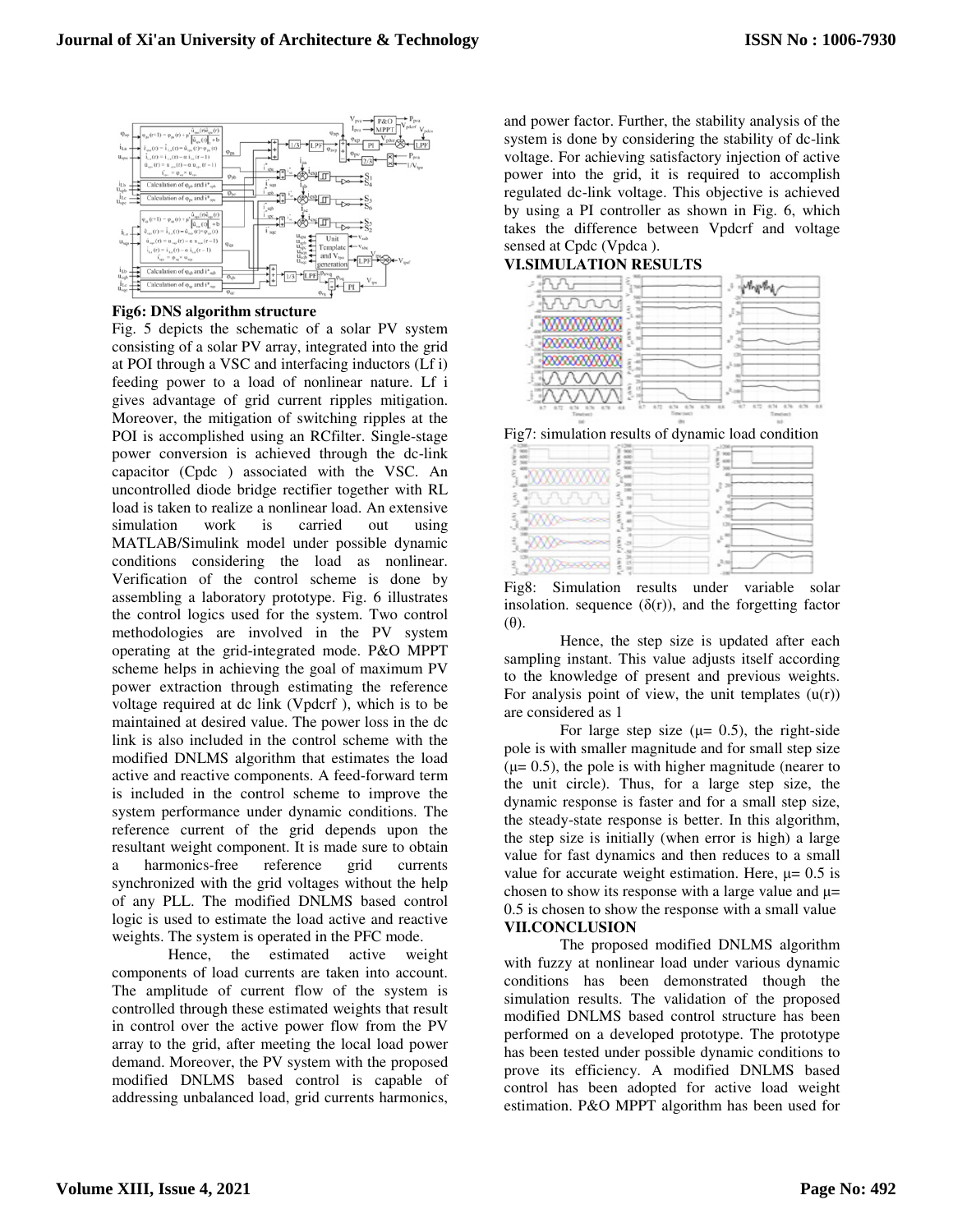**Fig6: DNS algorithm structure**

Fig. 5 depicts the schematic of a solar PV system consisting of a solar PV array, integrated into the grid at POI through a VSC and interfacing inductors ($L_{fi}$) feeding power to a load of nonlinear nature. $L_{fi}$ gives advantage of grid current ripples mitigation. Moreover, the mitigation of switching ripples at the POI is accomplished using an RCfilter. Single-stage power conversion is achieved through the dc-link capacitor ($C_{pdc}$) associated with the VSC. An uncontrolled diode bridge rectifier together with RL load is taken to realize a nonlinear load. An extensive simulation work is carried out using MATLAB/Simulink model under possible dynamic conditions considering the load as nonlinear. Verification of the control scheme is done by assembling a laboratory prototype. Fig. 6 illustrates the control logics used for the system. Two control methodologies are involved in the PV system operating at the grid-integrated mode. P&O MPPT scheme helps in achieving the goal of maximum PV power extraction through estimating the reference voltage required at dc link ($V_{pdcrf}$), which is to be maintained at desired value. The power loss in the dc link is also included in the control scheme with the modified DNLMS algorithm that estimates the load active and reactive components. A feed-forward term is included in the control scheme to improve the system performance under dynamic conditions. The reference current of the grid depends upon the resultant weight component. It is made sure to obtain a harmonics-free reference grid currents synchronized with the grid voltages without the help of any PLL. The modified DNLMS based control logic is used to estimate the load active and reactive weights. The system is operated in the PFC mode.

Hence, the estimated active weight components of load currents are taken into account. The amplitude of current flow of the system is controlled through these estimated weights that result in control over the active power flow from the PV array to the grid, after meeting the local load power demand. Moreover, the PV system with the proposed modified DNLMS based control is capable of addressing unbalanced load, grid currents harmonics, and power factor. Further, the stability analysis of the system is done by considering the stability of dc-link voltage. For achieving satisfactory injection of active power into the grid, it is required to accomplish regulated dc-link voltage. This objective is achieved by using a PI controller as shown in Fig. 6, which takes the difference between $V_{pdcrf}$ and voltage sensed at $C_{pdc}$ ($V_{pdca}$).

## VI.SIMULATION RESULTS

Fig7: simulation results of dynamic load condition

Fig8: Simulation results under variable solar insolation. sequence ($\delta(r)$), and the forgetting factor ($\theta$).

Hence, the step size is updated after each sampling instant. This value adjusts itself according to the knowledge of present and previous weights. For analysis point of view, the unit templates ($u(r)$) are considered as 1

For large step size ($\mu = 0.5$), the right-side pole is with smaller magnitude and for small step size ($\mu = 0.5$), the pole is with higher magnitude (nearer to the unit circle). Thus, for a large step size, the dynamic response is faster and for a small step size, the steady-state response is better. In this algorithm, the step size is initially (when error is high) a large value for fast dynamics and then reduces to a small value for accurate weight estimation. Here, $\mu = 0.5$ is chosen to show its response with a large value and $\mu = 0.5$ is chosen to show the response with a small value

## VII.CONCLUSION

The proposed modified DNLMS algorithm with fuzzy at nonlinear load under various dynamic conditions has been demonstrated though the simulation results. The validation of the proposed modified DNLMS based control structure has been performed on a developed prototype. The prototype has been tested under possible dynamic conditions to prove its efficiency. A modified DNLMS based control has been adopted for active load weight estimation. P&O MPPT algorithm has been used for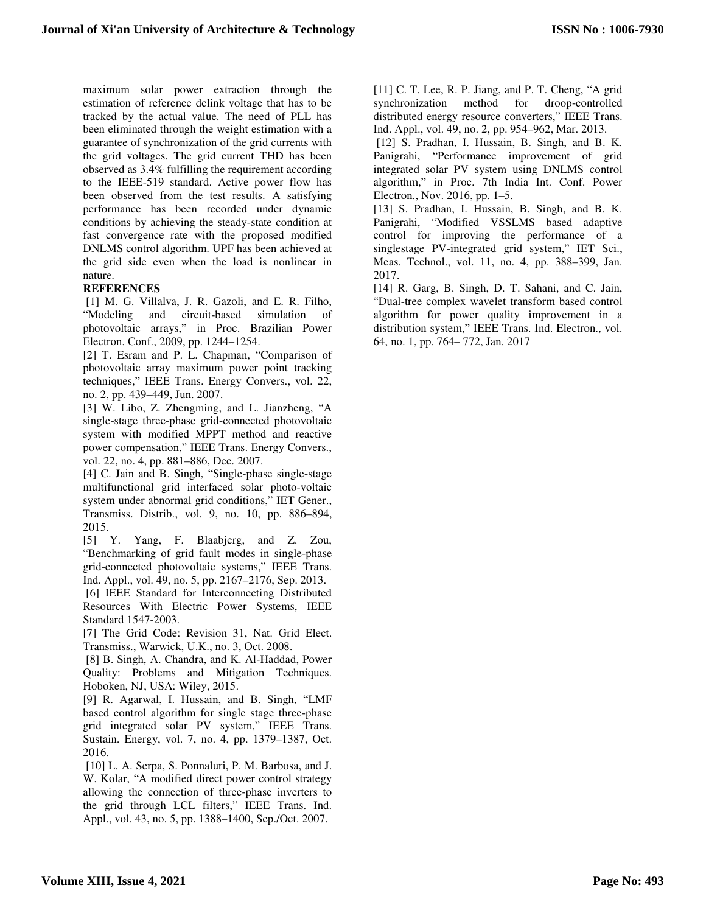maximum solar power extraction through the estimation of reference dclink voltage that has to be tracked by the actual value. The need of PLL has been eliminated through the weight estimation with a guarantee of synchronization of the grid currents with the grid voltages. The grid current THD has been observed as 3.4% fulfilling the requirement according to the IEEE-519 standard. Active power flow has been observed from the test results. A satisfying performance has been recorded under dynamic conditions by achieving the steady-state condition at fast convergence rate with the proposed modified DNLMS control algorithm. UPF has been achieved at the grid side even when the load is nonlinear in nature.

## REFERENCES

[1] M. G. Villalva, J. R. Gazoli, and E. R. Filho, "Modeling and circuit-based simulation of photovoltaic arrays," in Proc. Brazilian Power Electron. Conf., 2009, pp. 1244–1254.

[2] T. Esram and P. L. Chapman, "Comparison of photovoltaic array maximum power point tracking techniques," IEEE Trans. Energy Convers., vol. 22, no. 2, pp. 439–449, Jun. 2007.

[3] W. Libo, Z. Zhengming, and L. Jianzheng, "A single-stage three-phase grid-connected photovoltaic system with modified MPPT method and reactive power compensation," IEEE Trans. Energy Convers., vol. 22, no. 4, pp. 881–886, Dec. 2007.

[4] C. Jain and B. Singh, "Single-phase single-stage multifunctional grid interfaced solar photo-voltaic system under abnormal grid conditions," IET Gener., Transmiss. Distrib., vol. 9, no. 10, pp. 886–894, 2015.

[5] Y. Yang, F. Blaabjerg, and Z. Zou, "Benchmarking of grid fault modes in single-phase grid-connected photovoltaic systems," IEEE Trans. Ind. Appl., vol. 49, no. 5, pp. 2167–2176, Sep. 2013.

[6] IEEE Standard for Interconnecting Distributed Resources With Electric Power Systems, IEEE Standard 1547-2003.

[7] The Grid Code: Revision 31, Nat. Grid Elect. Transmiss., Warwick, U.K., no. 3, Oct. 2008.

[8] B. Singh, A. Chandra, and K. Al-Haddad, Power Quality: Problems and Mitigation Techniques. Hoboken, NJ, USA: Wiley, 2015.

[9] R. Agarwal, I. Hussain, and B. Singh, "LMF based control algorithm for single stage three-phase grid integrated solar PV system," IEEE Trans. Sustain. Energy, vol. 7, no. 4, pp. 1379–1387, Oct. 2016.

[10] L. A. Serpa, S. Ponnaluri, P. M. Barbosa, and J. W. Kolar, "A modified direct power control strategy allowing the connection of three-phase inverters to the grid through LCL filters," IEEE Trans. Ind. Appl., vol. 43, no. 5, pp. 1388–1400, Sep./Oct. 2007.

[11] C. T. Lee, R. P. Jiang, and P. T. Cheng, "A grid synchronization method for droop-controlled distributed energy resource converters," IEEE Trans. Ind. Appl., vol. 49, no. 2, pp. 954–962, Mar. 2013.

[12] S. Pradhan, I. Hussain, B. Singh, and B. K. Panigrahi, "Performance improvement of grid integrated solar PV system using DNLMS control algorithm," in Proc. 7th India Int. Conf. Power Electron., Nov. 2016, pp. 1–5.

[13] S. Pradhan, I. Hussain, B. Singh, and B. K. Panigrahi, "Modified VSSLMS based adaptive control for improving the performance of a singlestage PV-integrated grid system," IET Sci., Meas. Technol., vol. 11, no. 4, pp. 388–399, Jan. 2017.

[14] R. Garg, B. Singh, D. T. Sahani, and C. Jain, "Dual-tree complex wavelet transform based control algorithm for power quality improvement in a distribution system," IEEE Trans. Ind. Electron., vol. 64, no. 1, pp. 764– 772, Jan. 2017